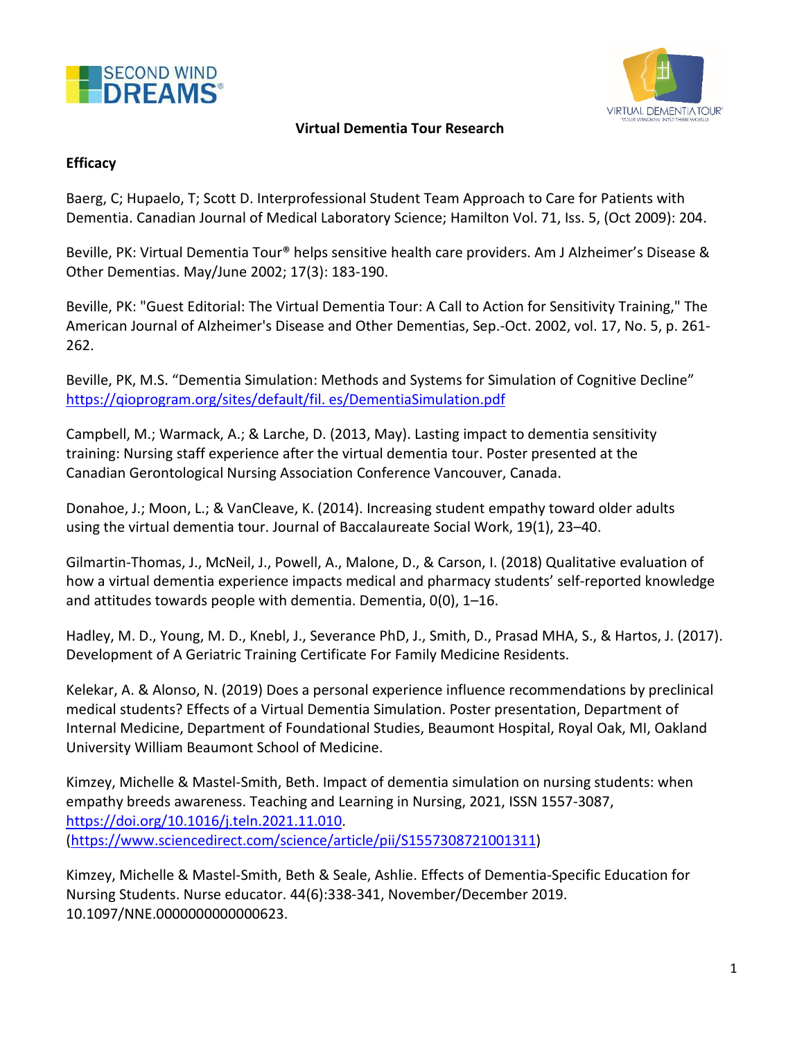# Virtual Dementia Tour Research

## Efficacy

Baerg, C; Hupaelo, T; Scott D. Interprofessional Student Team Approach to Care for Patients with Dementia. Canadian Journal of Medical Laboratory Science; Hamilton Vol. 71, Iss. 5, (Oct 2009): 204.

Beville, PK: Virtual Dementia Tour® helps sensitive health care providers. Am J Alzheimer's Disease & Other Dementias. May/June 2002; 17(3): 183-190.

Beville, PK: "Guest Editorial: The Virtual Dementia Tour: A Call to Action for Sensitivity Training," The American Journal of Alzheimer's Disease and Other Dementias, Sep.-Oct. 2002, vol. 17, No. 5, p. 261-262.

Beville, PK, M.S. "Dementia Simulation: Methods and Systems for Simulation of Cognitive Decline" https://qioprogram.org/sites/default/fil. es/DementiaSimulation.pdf

Campbell, M.; Warmack, A.; & Larche, D. (2013, May). Lasting impact to dementia sensitivity training: Nursing staff experience after the virtual dementia tour. Poster presented at the Canadian Gerontological Nursing Association Conference Vancouver, Canada.

Donahoe, J.; Moon, L.; & VanCleave, K. (2014). Increasing student empathy toward older adults using the virtual dementia tour. Journal of Baccalaureate Social Work, 19(1), 23–40.

Gilmartin-Thomas, J., McNeil, J., Powell, A., Malone, D., & Carson, I. (2018) Qualitative evaluation of how a virtual dementia experience impacts medical and pharmacy students' self-reported knowledge and attitudes towards people with dementia. Dementia, 0(0), 1–16.

Hadley, M. D., Young, M. D., Knebl, J., Severance PhD, J., Smith, D., Prasad MHA, S., & Hartos, J. (2017). Development of A Geriatric Training Certificate For Family Medicine Residents.

Kelekar, A. & Alonso, N. (2019) Does a personal experience influence recommendations by preclinical medical students? Effects of a Virtual Dementia Simulation. Poster presentation, Department of Internal Medicine, Department of Foundational Studies, Beaumont Hospital, Royal Oak, MI, Oakland University William Beaumont School of Medicine.

Kimzey, Michelle & Mastel-Smith, Beth. Impact of dementia simulation on nursing students: when empathy breeds awareness. Teaching and Learning in Nursing, 2021, ISSN 1557-3087, https://doi.org/10.1016/j.teln.2021.11.010. (https://www.sciencedirect.com/science/article/pii/S1557308721001311)

Kimzey, Michelle & Mastel-Smith, Beth & Seale, Ashlie. Effects of Dementia-Specific Education for Nursing Students. Nurse educator. 44(6):338-341, November/December 2019. 10.1097/NNE.0000000000000623.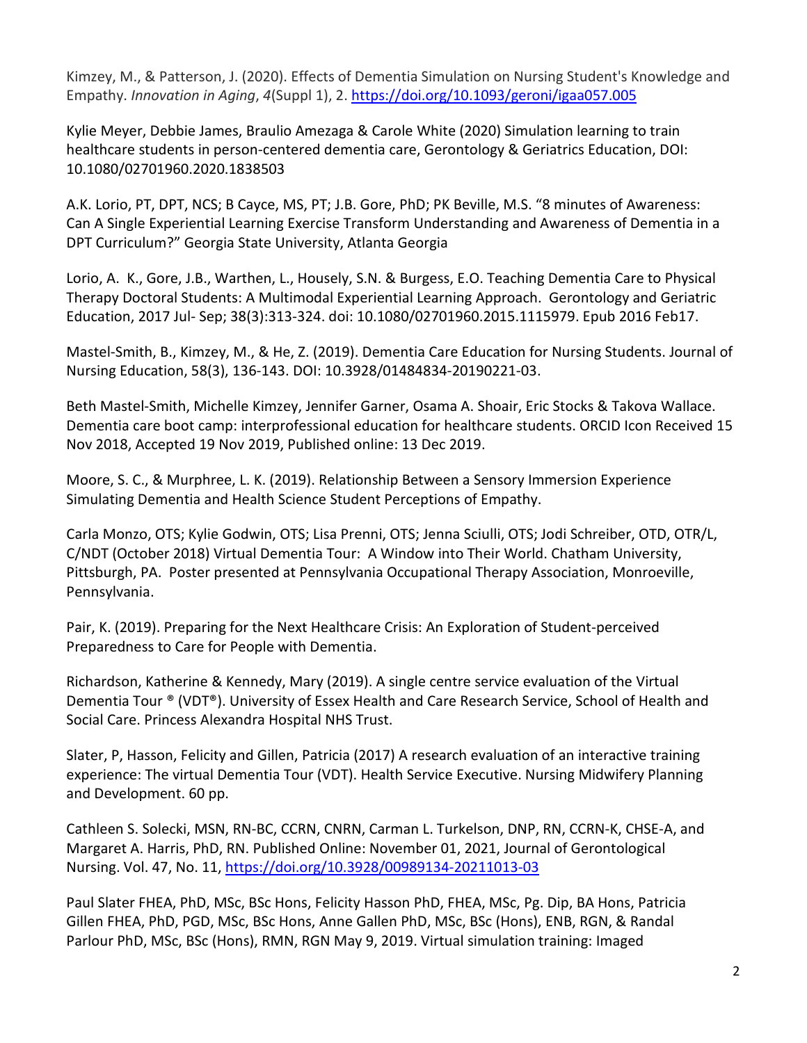Kimzey, M., & Patterson, J. (2020). Effects of Dementia Simulation on Nursing Student's Knowledge and Empathy. *Innovation in Aging*, *4*(Suppl 1), 2. https://doi.org/10.1093/geroni/igaa057.005

Kylie Meyer, Debbie James, Braulio Amezaga & Carole White (2020) Simulation learning to train healthcare students in person-centered dementia care, Gerontology & Geriatrics Education, DOI: 10.1080/02701960.2020.1838503

A.K. Lorio, PT, DPT, NCS; B Cayce, MS, PT; J.B. Gore, PhD; PK Beville, M.S. "8 minutes of Awareness: Can A Single Experiential Learning Exercise Transform Understanding and Awareness of Dementia in a DPT Curriculum?" Georgia State University, Atlanta Georgia

Lorio, A. K., Gore, J.B., Warthen, L., Housely, S.N. & Burgess, E.O. Teaching Dementia Care to Physical Therapy Doctoral Students: A Multimodal Experiential Learning Approach. Gerontology and Geriatric Education, 2017 Jul- Sep; 38(3):313-324. doi: 10.1080/02701960.2015.1115979. Epub 2016 Feb17.

Mastel-Smith, B., Kimzey, M., & He, Z. (2019). Dementia Care Education for Nursing Students. Journal of Nursing Education, 58(3), 136-143. DOI: 10.3928/01484834-20190221-03.

Beth Mastel-Smith, Michelle Kimzey, Jennifer Garner, Osama A. Shoair, Eric Stocks & Takova Wallace. Dementia care boot camp: interprofessional education for healthcare students. ORCID Icon Received 15 Nov 2018, Accepted 19 Nov 2019, Published online: 13 Dec 2019.

Moore, S. C., & Murphree, L. K. (2019). Relationship Between a Sensory Immersion Experience Simulating Dementia and Health Science Student Perceptions of Empathy.

Carla Monzo, OTS; Kylie Godwin, OTS; Lisa Prenni, OTS; Jenna Sciulli, OTS; Jodi Schreiber, OTD, OTR/L, C/NDT (October 2018) Virtual Dementia Tour: A Window into Their World. Chatham University, Pittsburgh, PA. Poster presented at Pennsylvania Occupational Therapy Association, Monroeville, Pennsylvania.

Pair, K. (2019). Preparing for the Next Healthcare Crisis: An Exploration of Student-perceived Preparedness to Care for People with Dementia.

Richardson, Katherine & Kennedy, Mary (2019). A single centre service evaluation of the Virtual Dementia Tour ® (VDT®). University of Essex Health and Care Research Service, School of Health and Social Care. Princess Alexandra Hospital NHS Trust.

Slater, P, Hasson, Felicity and Gillen, Patricia (2017) A research evaluation of an interactive training experience: The virtual Dementia Tour (VDT). Health Service Executive. Nursing Midwifery Planning and Development. 60 pp.

Cathleen S. Solecki, MSN, RN-BC, CCRN, CNRN, Carman L. Turkelson, DNP, RN, CCRN-K, CHSE-A, and Margaret A. Harris, PhD, RN. Published Online: November 01, 2021, Journal of Gerontological Nursing. Vol. 47, No. 11, https://doi.org/10.3928/00989134-20211013-03

Paul Slater FHEA, PhD, MSc, BSc Hons, Felicity Hasson PhD, FHEA, MSc, Pg. Dip, BA Hons, Patricia Gillen FHEA, PhD, PGD, MSc, BSc Hons, Anne Gallen PhD, MSc, BSc (Hons), ENB, RGN, & Randal Parlour PhD, MSc, BSc (Hons), RMN, RGN May 9, 2019. Virtual simulation training: Imaged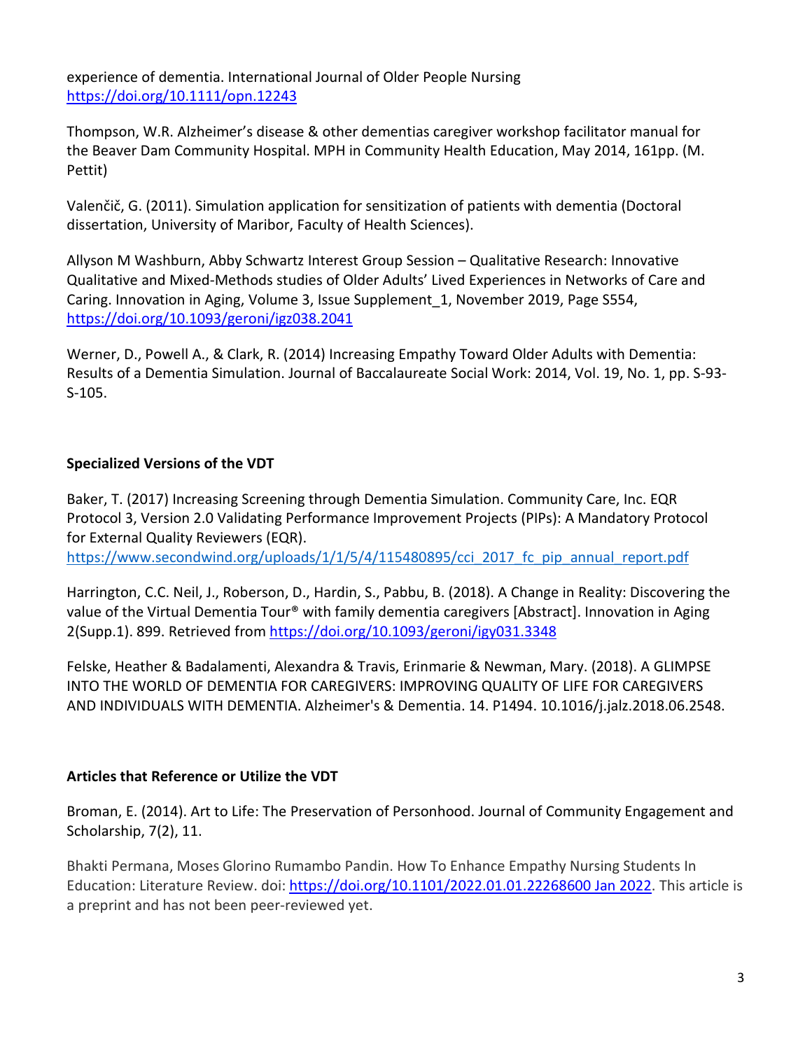experience of dementia. International Journal of Older People Nursing https://doi.org/10.1111/opn.12243

Thompson, W.R. Alzheimer's disease & other dementias caregiver workshop facilitator manual for the Beaver Dam Community Hospital. MPH in Community Health Education, May 2014, 161pp. (M. Pettit)

Valenčič, G. (2011). Simulation application for sensitization of patients with dementia (Doctoral dissertation, University of Maribor, Faculty of Health Sciences).

Allyson M Washburn, Abby Schwartz Interest Group Session – Qualitative Research: Innovative Qualitative and Mixed-Methods studies of Older Adults' Lived Experiences in Networks of Care and Caring. Innovation in Aging, Volume 3, Issue Supplement_1, November 2019, Page S554, https://doi.org/10.1093/geroni/igz038.2041

Werner, D., Powell A., & Clark, R. (2014) Increasing Empathy Toward Older Adults with Dementia: Results of a Dementia Simulation. Journal of Baccalaureate Social Work: 2014, Vol. 19, No. 1, pp. S-93-S-105.

## Specialized Versions of the VDT

Baker, T. (2017) Increasing Screening through Dementia Simulation. Community Care, Inc. EQR Protocol 3, Version 2.0 Validating Performance Improvement Projects (PIPs): A Mandatory Protocol for External Quality Reviewers (EQR). https://www.secondwind.org/uploads/1/1/5/4/115480895/cci_2017_fc_pip_annual_report.pdf

Harrington, C.C. Neil, J., Roberson, D., Hardin, S., Pabbu, B. (2018). A Change in Reality: Discovering the value of the Virtual Dementia Tour® with family dementia caregivers [Abstract]. Innovation in Aging 2(Supp.1). 899. Retrieved from https://doi.org/10.1093/geroni/igy031.3348

Felske, Heather & Badalamenti, Alexandra & Travis, Erinmarie & Newman, Mary. (2018). A GLIMPSE INTO THE WORLD OF DEMENTIA FOR CAREGIVERS: IMPROVING QUALITY OF LIFE FOR CAREGIVERS AND INDIVIDUALS WITH DEMENTIA. Alzheimer's & Dementia. 14. P1494. 10.1016/j.jalz.2018.06.2548.

## Articles that Reference or Utilize the VDT

Broman, E. (2014). Art to Life: The Preservation of Personhood. Journal of Community Engagement and Scholarship, 7(2), 11.

Bhakti Permana, Moses Glorino Rumambo Pandin. How To Enhance Empathy Nursing Students In Education: Literature Review. doi: https://doi.org/10.1101/2022.01.01.22268600 Jan 2022. This article is a preprint and has not been peer-reviewed yet.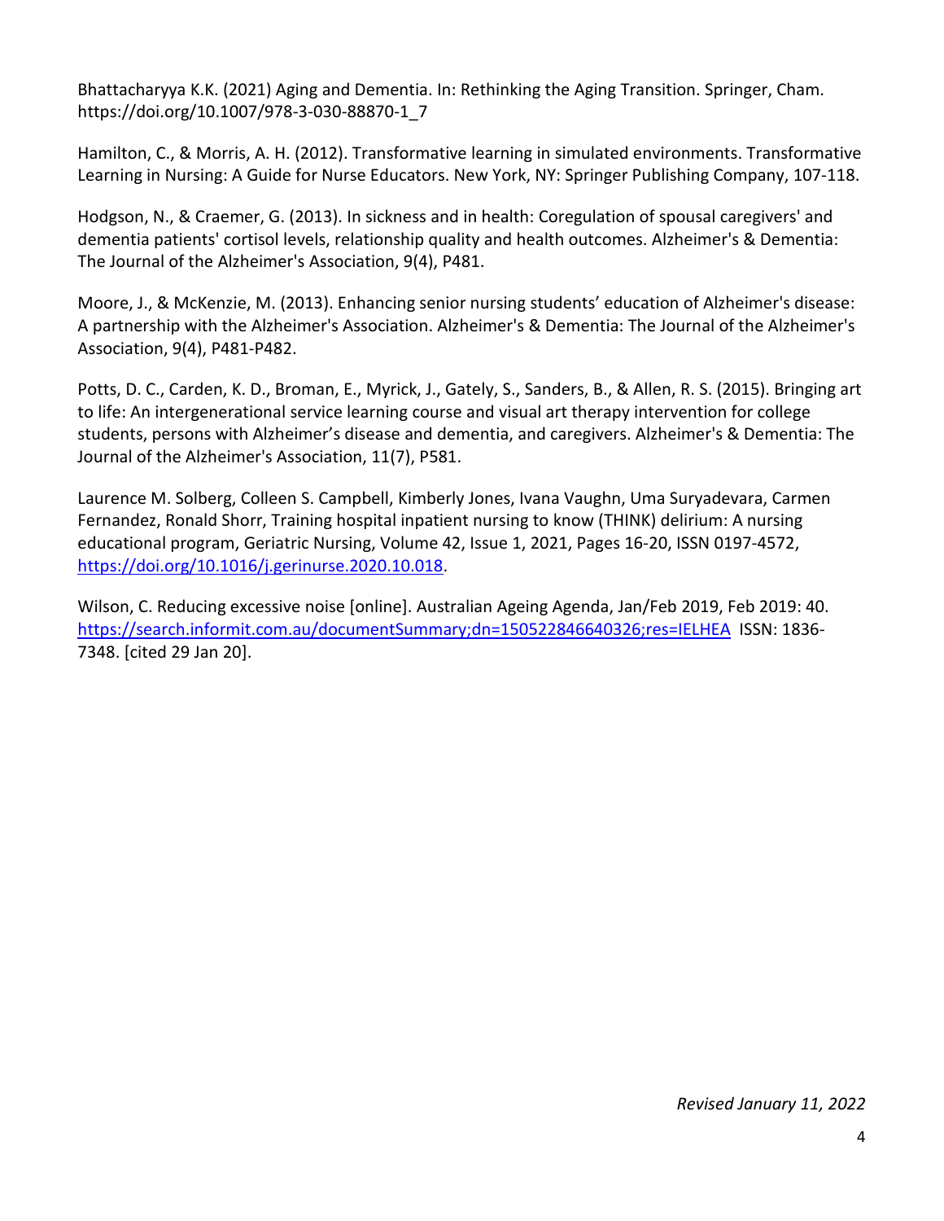Bhattacharyya K.K. (2021) Aging and Dementia. In: Rethinking the Aging Transition. Springer, Cham. https://doi.org/10.1007/978-3-030-88870-1_7

Hamilton, C., & Morris, A. H. (2012). Transformative learning in simulated environments. Transformative Learning in Nursing: A Guide for Nurse Educators. New York, NY: Springer Publishing Company, 107-118.

Hodgson, N., & Craemer, G. (2013). In sickness and in health: Coregulation of spousal caregivers' and dementia patients' cortisol levels, relationship quality and health outcomes. Alzheimer's & Dementia: The Journal of the Alzheimer's Association, 9(4), P481.

Moore, J., & McKenzie, M. (2013). Enhancing senior nursing students' education of Alzheimer's disease: A partnership with the Alzheimer's Association. Alzheimer's & Dementia: The Journal of the Alzheimer's Association, 9(4), P481-P482.

Potts, D. C., Carden, K. D., Broman, E., Myrick, J., Gately, S., Sanders, B., & Allen, R. S. (2015). Bringing art to life: An intergenerational service learning course and visual art therapy intervention for college students, persons with Alzheimer's disease and dementia, and caregivers. Alzheimer's & Dementia: The Journal of the Alzheimer's Association, 11(7), P581.

Laurence M. Solberg, Colleen S. Campbell, Kimberly Jones, Ivana Vaughn, Uma Suryadevara, Carmen Fernandez, Ronald Shorr, Training hospital inpatient nursing to know (THINK) delirium: A nursing educational program, Geriatric Nursing, Volume 42, Issue 1, 2021, Pages 16-20, ISSN 0197-4572, https://doi.org/10.1016/j.gerinurse.2020.10.018.

Wilson, C. Reducing excessive noise [online]. Australian Ageing Agenda, Jan/Feb 2019, Feb 2019: 40. https://search.informit.com.au/documentSummary;dn=150522846640326;res=IELHEA ISSN: 1836-7348. [cited 29 Jan 20].

*Revised January 11, 2022*